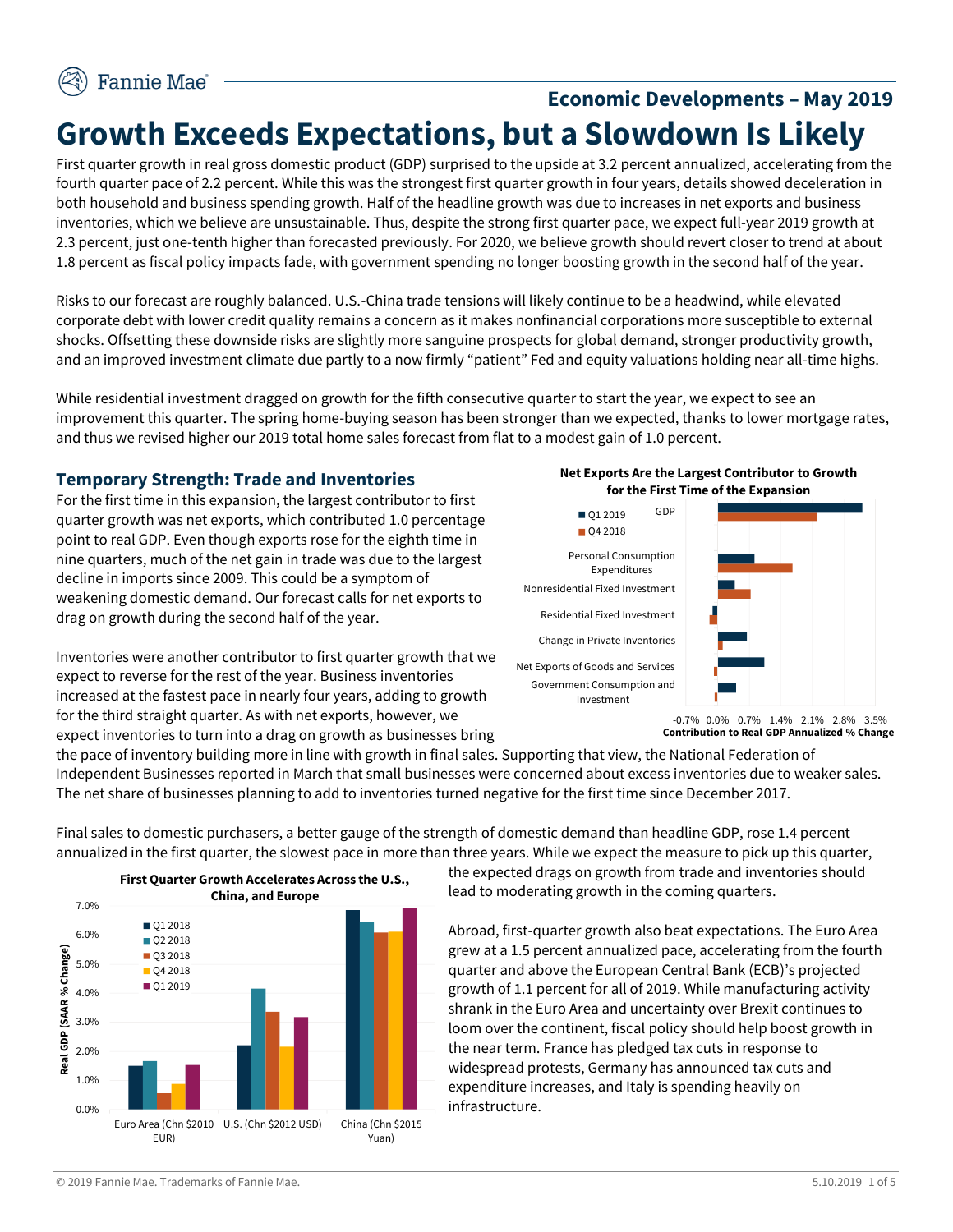## Economic Developments – May 2019

# Growth Exceeds Expectations, but a Slowdown Is Likely

First quarter growth in real gross domestic product (GDP) surprised to the upside at 3.2 percent annualized, accelerating from the fourth quarter pace of 2.2 percent. While this was the strongest first quarter growth in four years, details showed deceleration in both household and business spending growth. Half of the headline growth was due to increases in net exports and business inventories, which we believe are unsustainable. Thus, despite the strong first quarter pace, we expect full-year 2019 growth at 2.3 percent, just one-tenth higher than forecasted previously. For 2020, we believe growth should revert closer to trend at about 1.8 percent as fiscal policy impacts fade, with government spending no longer boosting growth in the second half of the year.

Risks to our forecast are roughly balanced. U.S.-China trade tensions will likely continue to be a headwind, while elevated corporate debt with lower credit quality remains a concern as it makes nonfinancial corporations more susceptible to external shocks. Offsetting these downside risks are slightly more sanguine prospects for global demand, stronger productivity growth, and an improved investment climate due partly to a now firmly "patient" Fed and equity valuations holding near all-time highs.

While residential investment dragged on growth for the fifth consecutive quarter to start the year, we expect to see an improvement this quarter. The spring home-buying season has been stronger than we expected, thanks to lower mortgage rates, and thus we revised higher our 2019 total home sales forecast from flat to a modest gain of 1.0 percent.

### Temporary Strength: Trade and Inventories

For the first time in this expansion, the largest contributor to first quarter growth was net exports, which contributed 1.0 percentage point to real GDP. Even though exports rose for the eighth time in nine quarters, much of the net gain in trade was due to the largest decline in imports since 2009. This could be a symptom of weakening domestic demand. Our forecast calls for net exports to drag on growth during the second half of the year.

Inventories were another contributor to first quarter growth that we expect to reverse for the rest of the year. Business inventories increased at the fastest pace in nearly four years, adding to growth for the third straight quarter. As with net exports, however, we expect inventories to turn into a drag on growth as businesses bring the pace of inventory building more in line with growth in final sales. Supporting that view, the National Federation of Independent Businesses reported in March that small businesses were concerned about excess inventories due to weaker sales. The net share of businesses planning to add to inventories turned negative for the first time since December 2017.

**Net Exports Are the Largest Contributor to Growth for the First Time of the Expansion**

(Chart: Contribution to Real GDP Annualized % Change; Q1 2019 vs Q4 2018 — GDP; Personal Consumption Expenditures; Nonresidential Fixed Investment; Residential Fixed Investment; Change in Private Inventories; Net Exports of Goods and Services; Government Consumption and Investment. Axis: -0.7% to 3.5%)

Final sales to domestic purchasers, a better gauge of the strength of domestic demand than headline GDP, rose 1.4 percent annualized in the first quarter, the slowest pace in more than three years. While we expect the measure to pick up this quarter, the expected drags on growth from trade and inventories should lead to moderating growth in the coming quarters.

Abroad, first-quarter growth also beat expectations. The Euro Area grew at a 1.5 percent annualized pace, accelerating from the fourth quarter and above the European Central Bank (ECB)'s projected growth of 1.1 percent for all of 2019. While manufacturing activity shrank in the Euro Area and uncertainty over Brexit continues to loom over the continent, fiscal policy should help boost growth in the near term. France has pledged tax cuts in response to widespread protests, Germany has announced tax cuts and expenditure increases, and Italy is spending heavily on infrastructure.

**First Quarter Growth Accelerates Across the U.S., China, and Europe**

(Chart: Real GDP (SAAR % Change), Q1 2018 – Q1 2019, for Euro Area (Chn $2010 EUR), U.S. (Chn $2012 USD), China (Chn $2015 Yuan). Axis: 0.0% to 7.0%)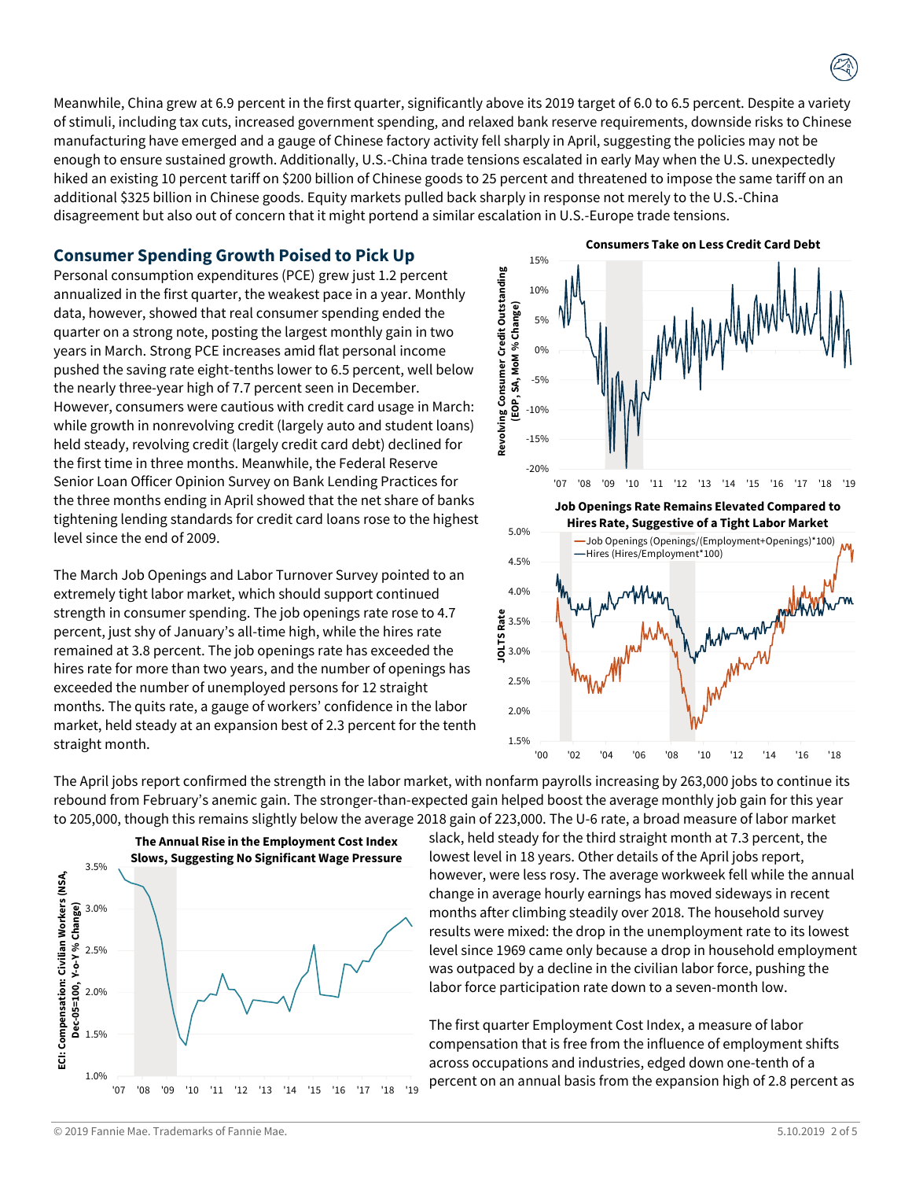Meanwhile, China grew at 6.9 percent in the first quarter, significantly above its 2019 target of 6.0 to 6.5 percent. Despite a variety of stimuli, including tax cuts, increased government spending, and relaxed bank reserve requirements, downside risks to Chinese manufacturing have emerged and a gauge of Chinese factory activity fell sharply in April, suggesting the policies may not be enough to ensure sustained growth. Additionally, U.S.-China trade tensions escalated in early May when the U.S. unexpectedly hiked an existing 10 percent tariff on $200 billion of Chinese goods to 25 percent and threatened to impose the same tariff on an additional $325 billion in Chinese goods. Equity markets pulled back sharply in response not merely to the U.S.-China disagreement but also out of concern that it might portend a similar escalation in U.S.-Europe trade tensions.

## Consumer Spending Growth Poised to Pick Up

Personal consumption expenditures (PCE) grew just 1.2 percent annualized in the first quarter, the weakest pace in a year. Monthly data, however, showed that real consumer spending ended the quarter on a strong note, posting the largest monthly gain in two years in March. Strong PCE increases amid flat personal income pushed the saving rate eight-tenths lower to 6.5 percent, well below the nearly three-year high of 7.7 percent seen in December. However, consumers were cautious with credit card usage in March: while growth in nonrevolving credit (largely auto and student loans) held steady, revolving credit (largely credit card debt) declined for the first time in three months. Meanwhile, the Federal Reserve Senior Loan Officer Opinion Survey on Bank Lending Practices for the three months ending in April showed that the net share of banks tightening lending standards for credit card loans rose to the highest level since the end of 2009.

**Consumers Take on Less Credit Card Debt**

**Job Openings Rate Remains Elevated Compared to Hires Rate, Suggestive of a Tight Labor Market**

The March Job Openings and Labor Turnover Survey pointed to an extremely tight labor market, which should support continued strength in consumer spending. The job openings rate rose to 4.7 percent, just shy of January's all-time high, while the hires rate remained at 3.8 percent. The job openings rate has exceeded the hires rate for more than two years, and the number of openings has exceeded the number of unemployed persons for 12 straight months. The quits rate, a gauge of workers' confidence in the labor market, held steady at an expansion best of 2.3 percent for the tenth straight month.

The April jobs report confirmed the strength in the labor market, with nonfarm payrolls increasing by 263,000 jobs to continue its rebound from February's anemic gain. The stronger-than-expected gain helped boost the average monthly job gain for this year to 205,000, though this remains slightly below the average 2018 gain of 223,000. The U-6 rate, a broad measure of labor market slack, held steady for the third straight month at 7.3 percent, the lowest level in 18 years. Other details of the April jobs report, however, were less rosy. The average workweek fell while the annual change in average hourly earnings has moved sideways in recent months after climbing steadily over 2018. The household survey results were mixed: the drop in the unemployment rate to its lowest level since 1969 came only because a drop in household employment was outpaced by a decline in the civilian labor force, pushing the labor force participation rate down to a seven-month low.

**The Annual Rise in the Employment Cost Index Slows, Suggesting No Significant Wage Pressure**

The first quarter Employment Cost Index, a measure of labor compensation that is free from the influence of employment shifts across occupations and industries, edged down one-tenth of a percent on an annual basis from the expansion high of 2.8 percent as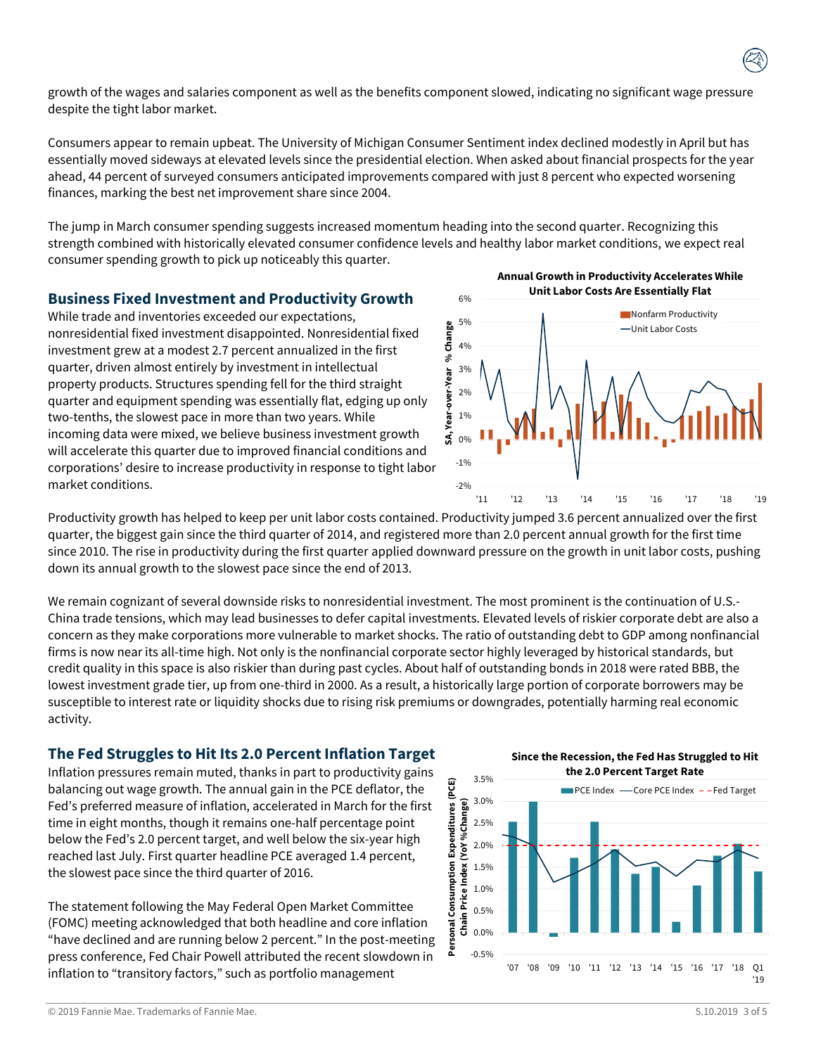growth of the wages and salaries component as well as the benefits component slowed, indicating no significant wage pressure despite the tight labor market.

Consumers appear to remain upbeat. The University of Michigan Consumer Sentiment index declined modestly in April but has essentially moved sideways at elevated levels since the presidential election. When asked about financial prospects for the year ahead, 44 percent of surveyed consumers anticipated improvements compared with just 8 percent who expected worsening finances, marking the best net improvement share since 2004.

The jump in March consumer spending suggests increased momentum heading into the second quarter. Recognizing this strength combined with historically elevated consumer confidence levels and healthy labor market conditions, we expect real consumer spending growth to pick up noticeably this quarter.

## Business Fixed Investment and Productivity Growth

While trade and inventories exceeded our expectations, nonresidential fixed investment disappointed. Nonresidential fixed investment grew at a modest 2.7 percent annualized in the first quarter, driven almost entirely by investment in intellectual property products. Structures spending fell for the third straight quarter and equipment spending was essentially flat, edging up only two-tenths, the slowest pace in more than two years. While incoming data were mixed, we believe business investment growth will accelerate this quarter due to improved financial conditions and corporations' desire to increase productivity in response to tight labor market conditions.

**Annual Growth in Productivity Accelerates While Unit Labor Costs Are Essentially Flat**

Productivity growth has helped to keep per unit labor costs contained. Productivity jumped 3.6 percent annualized over the first quarter, the biggest gain since the third quarter of 2014, and registered more than 2.0 percent annual growth for the first time since 2010. The rise in productivity during the first quarter applied downward pressure on the growth in unit labor costs, pushing down its annual growth to the slowest pace since the end of 2013.

We remain cognizant of several downside risks to nonresidential investment. The most prominent is the continuation of U.S.-China trade tensions, which may lead businesses to defer capital investments. Elevated levels of riskier corporate debt are also a concern as they make corporations more vulnerable to market shocks. The ratio of outstanding debt to GDP among nonfinancial firms is now near its all-time high. Not only is the nonfinancial corporate sector highly leveraged by historical standards, but credit quality in this space is also riskier than during past cycles. About half of outstanding bonds in 2018 were rated BBB, the lowest investment grade tier, up from one-third in 2000. As a result, a historically large portion of corporate borrowers may be susceptible to interest rate or liquidity shocks due to rising risk premiums or downgrades, potentially harming real economic activity.

## The Fed Struggles to Hit Its 2.0 Percent Inflation Target

Inflation pressures remain muted, thanks in part to productivity gains balancing out wage growth. The annual gain in the PCE deflator, the Fed's preferred measure of inflation, accelerated in March for the first time in eight months, though it remains one-half percentage point below the Fed's 2.0 percent target, and well below the six-year high reached last July. First quarter headline PCE averaged 1.4 percent, the slowest pace since the third quarter of 2016.

**Since the Recession, the Fed Has Struggled to Hit the 2.0 Percent Target Rate**

The statement following the May Federal Open Market Committee (FOMC) meeting acknowledged that both headline and core inflation "have declined and are running below 2 percent." In the post-meeting press conference, Fed Chair Powell attributed the recent slowdown in inflation to "transitory factors," such as portfolio management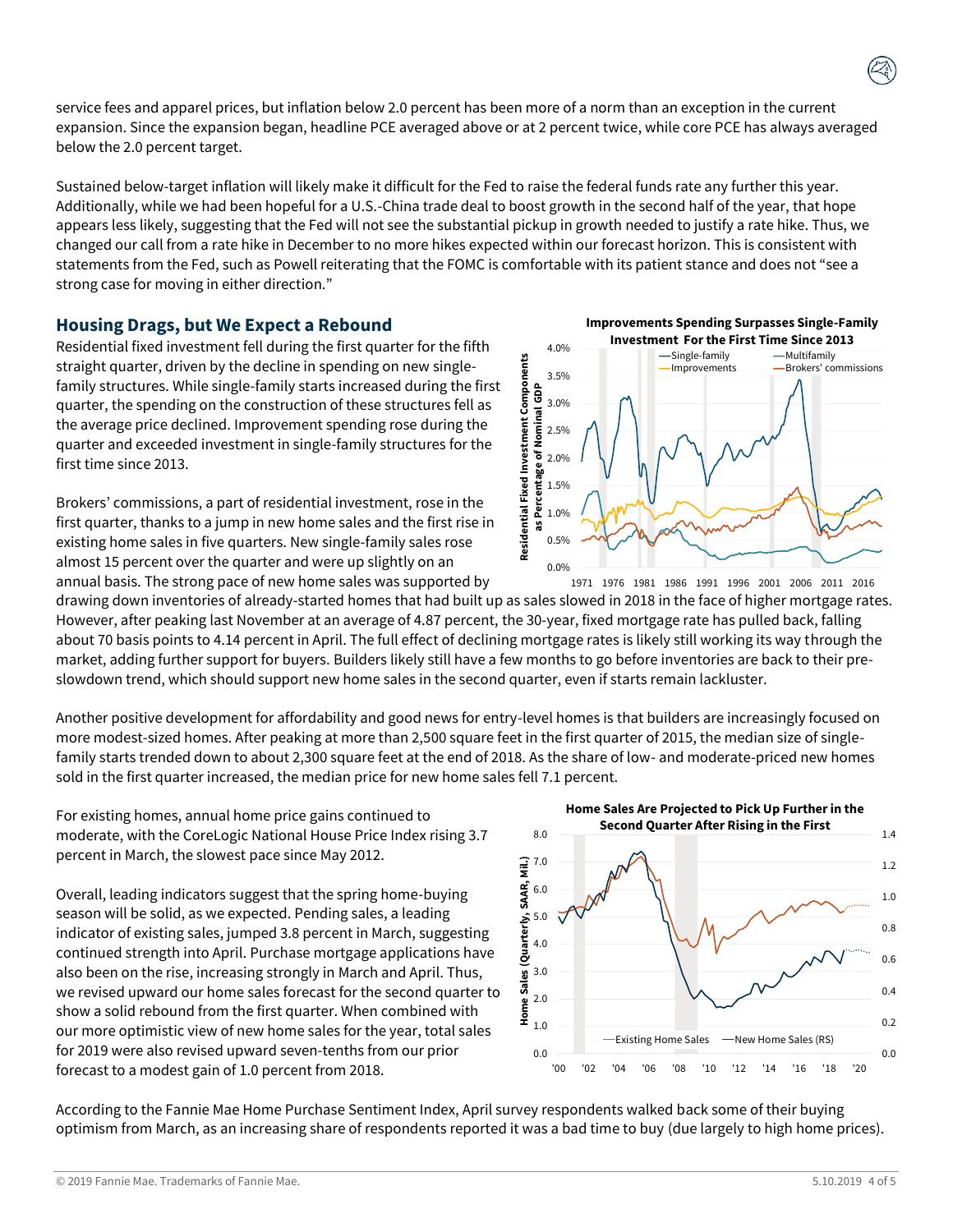service fees and apparel prices, but inflation below 2.0 percent has been more of a norm than an exception in the current expansion. Since the expansion began, headline PCE averaged above or at 2 percent twice, while core PCE has always averaged below the 2.0 percent target.

Sustained below-target inflation will likely make it difficult for the Fed to raise the federal funds rate any further this year. Additionally, while we had been hopeful for a U.S.-China trade deal to boost growth in the second half of the year, that hope appears less likely, suggesting that the Fed will not see the substantial pickup in growth needed to justify a rate hike. Thus, we changed our call from a rate hike in December to no more hikes expected within our forecast horizon. This is consistent with statements from the Fed, such as Powell reiterating that the FOMC is comfortable with its patient stance and does not "see a strong case for moving in either direction."

## Housing Drags, but We Expect a Rebound

Residential fixed investment fell during the first quarter for the fifth straight quarter, driven by the decline in spending on new single-family structures. While single-family starts increased during the first quarter, the spending on the construction of these structures fell as the average price declined. Improvement spending rose during the quarter and exceeded investment in single-family structures for the first time since 2013.

**Improvements Spending Surpasses Single-Family Investment For the First Time Since 2013**

Brokers' commissions, a part of residential investment, rose in the first quarter, thanks to a jump in new home sales and the first rise in existing home sales in five quarters. New single-family sales rose almost 15 percent over the quarter and were up slightly on an annual basis. The strong pace of new home sales was supported by drawing down inventories of already-started homes that had built up as sales slowed in 2018 in the face of higher mortgage rates. However, after peaking last November at an average of 4.87 percent, the 30-year, fixed mortgage rate has pulled back, falling about 70 basis points to 4.14 percent in April. The full effect of declining mortgage rates is likely still working its way through the market, adding further support for buyers. Builders likely still have a few months to go before inventories are back to their pre-slowdown trend, which should support new home sales in the second quarter, even if starts remain lackluster.

Another positive development for affordability and good news for entry-level homes is that builders are increasingly focused on more modest-sized homes. After peaking at more than 2,500 square feet in the first quarter of 2015, the median size of single-family starts trended down to about 2,300 square feet at the end of 2018. As the share of low- and moderate-priced new homes sold in the first quarter increased, the median price for new home sales fell 7.1 percent.

For existing homes, annual home price gains continued to moderate, with the CoreLogic National House Price Index rising 3.7 percent in March, the slowest pace since May 2012.

**Home Sales Are Projected to Pick Up Further in the Second Quarter After Rising in the First**

Overall, leading indicators suggest that the spring home-buying season will be solid, as we expected. Pending sales, a leading indicator of existing sales, jumped 3.8 percent in March, suggesting continued strength into April. Purchase mortgage applications have also been on the rise, increasing strongly in March and April. Thus, we revised upward our home sales forecast for the second quarter to show a solid rebound from the first quarter. When combined with our more optimistic view of new home sales for the year, total sales for 2019 were also revised upward seven-tenths from our prior forecast to a modest gain of 1.0 percent from 2018.

According to the Fannie Mae Home Purchase Sentiment Index, April survey respondents walked back some of their buying optimism from March, as an increasing share of respondents reported it was a bad time to buy (due largely to high home prices).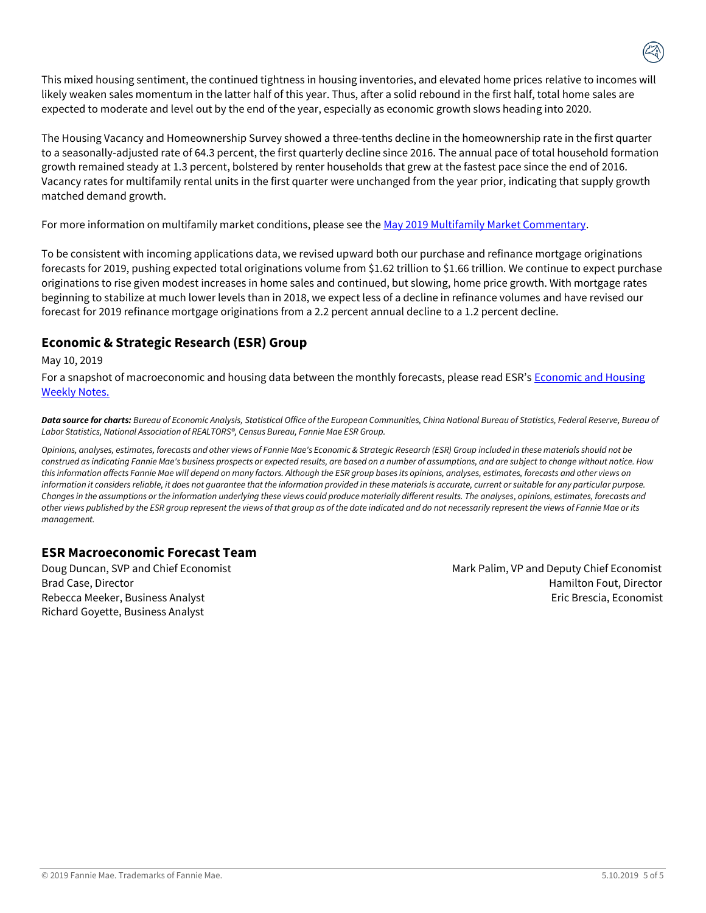This mixed housing sentiment, the continued tightness in housing inventories, and elevated home prices relative to incomes will likely weaken sales momentum in the latter half of this year. Thus, after a solid rebound in the first half, total home sales are expected to moderate and level out by the end of the year, especially as economic growth slows heading into 2020.

The Housing Vacancy and Homeownership Survey showed a three-tenths decline in the homeownership rate in the first quarter to a seasonally-adjusted rate of 64.3 percent, the first quarterly decline since 2016. The annual pace of total household formation growth remained steady at 1.3 percent, bolstered by renter households that grew at the fastest pace since the end of 2016. Vacancy rates for multifamily rental units in the first quarter were unchanged from the year prior, indicating that supply growth matched demand growth.

For more information on multifamily market conditions, please see the May 2019 Multifamily Market Commentary.

To be consistent with incoming applications data, we revised upward both our purchase and refinance mortgage originations forecasts for 2019, pushing expected total originations volume from $1.62 trillion to $1.66 trillion. We continue to expect purchase originations to rise given modest increases in home sales and continued, but slowing, home price growth. With mortgage rates beginning to stabilize at much lower levels than in 2018, we expect less of a decline in refinance volumes and have revised our forecast for 2019 refinance mortgage originations from a 2.2 percent annual decline to a 1.2 percent decline.

## Economic & Strategic Research (ESR) Group

May 10, 2019

For a snapshot of macroeconomic and housing data between the monthly forecasts, please read ESR's Economic and Housing Weekly Notes.

***Data source for charts:*** *Bureau of Economic Analysis, Statistical Office of the European Communities, China National Bureau of Statistics, Federal Reserve, Bureau of Labor Statistics, National Association of REALTORS®, Census Bureau, Fannie Mae ESR Group.*

*Opinions, analyses, estimates, forecasts and other views of Fannie Mae's Economic & Strategic Research (ESR) Group included in these materials should not be construed as indicating Fannie Mae's business prospects or expected results, are based on a number of assumptions, and are subject to change without notice. How this information affects Fannie Mae will depend on many factors. Although the ESR group bases its opinions, analyses, estimates, forecasts and other views on information it considers reliable, it does not guarantee that the information provided in these materials is accurate, current or suitable for any particular purpose. Changes in the assumptions or the information underlying these views could produce materially different results. The analyses, opinions, estimates, forecasts and other views published by the ESR group represent the views of that group as of the date indicated and do not necessarily represent the views of Fannie Mae or its management.*

## ESR Macroeconomic Forecast Team

Doug Duncan, SVP and Chief Economist
Brad Case, Director
Rebecca Meeker, Business Analyst
Richard Goyette, Business Analyst

Mark Palim, VP and Deputy Chief Economist
Hamilton Fout, Director
Eric Brescia, Economist

© 2019 Fannie Mae. Trademarks of Fannie Mae.